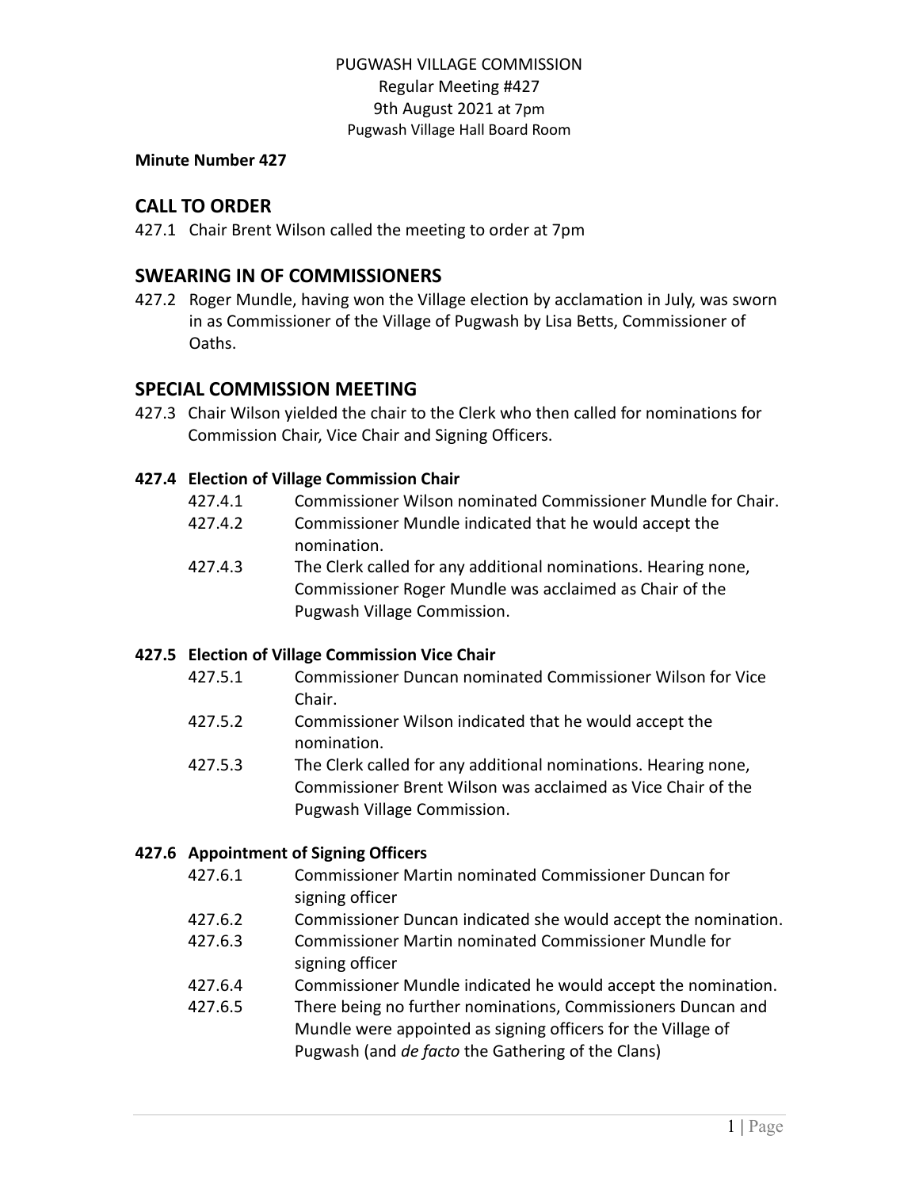PUGWASH VILLAGE COMMISSION
Regular Meeting #427
9th August 2021 at 7pm
Pugwash Village Hall Board Room

**Minute Number 427**

## CALL TO ORDER

427.1 Chair Brent Wilson called the meeting to order at 7pm

## SWEARING IN OF COMMISSIONERS

427.2 Roger Mundle, having won the Village election by acclamation in July, was sworn in as Commissioner of the Village of Pugwash by Lisa Betts, Commissioner of Oaths.

## SPECIAL COMMISSION MEETING

427.3 Chair Wilson yielded the chair to the Clerk who then called for nominations for Commission Chair, Vice Chair and Signing Officers.

### 427.4 Election of Village Commission Chair

427.4.1 Commissioner Wilson nominated Commissioner Mundle for Chair.

427.4.2 Commissioner Mundle indicated that he would accept the nomination.

427.4.3 The Clerk called for any additional nominations. Hearing none, Commissioner Roger Mundle was acclaimed as Chair of the Pugwash Village Commission.

### 427.5 Election of Village Commission Vice Chair

427.5.1 Commissioner Duncan nominated Commissioner Wilson for Vice Chair.

427.5.2 Commissioner Wilson indicated that he would accept the nomination.

427.5.3 The Clerk called for any additional nominations. Hearing none, Commissioner Brent Wilson was acclaimed as Vice Chair of the Pugwash Village Commission.

### 427.6 Appointment of Signing Officers

427.6.1 Commissioner Martin nominated Commissioner Duncan for signing officer

427.6.2 Commissioner Duncan indicated she would accept the nomination.

427.6.3 Commissioner Martin nominated Commissioner Mundle for signing officer

427.6.4 Commissioner Mundle indicated he would accept the nomination.

427.6.5 There being no further nominations, Commissioners Duncan and Mundle were appointed as signing officers for the Village of Pugwash (and *de facto* the Gathering of the Clans)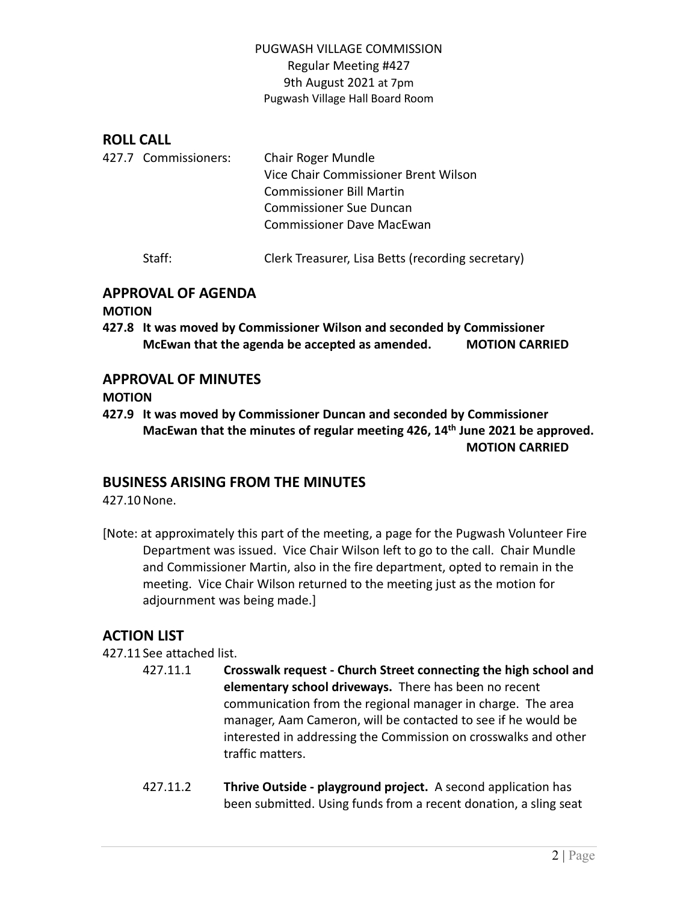PUGWASH VILLAGE COMMISSION
Regular Meeting #427
9th August 2021 at 7pm
Pugwash Village Hall Board Room

## ROLL CALL

427.7 Commissioners: Chair Roger Mundle
Vice Chair Commissioner Brent Wilson
Commissioner Bill Martin
Commissioner Sue Duncan
Commissioner Dave MacEwan

Staff: Clerk Treasurer, Lisa Betts (recording secretary)

## APPROVAL OF AGENDA

**MOTION**

**427.8 It was moved by Commissioner Wilson and seconded by Commissioner McEwan that the agenda be accepted as amended. MOTION CARRIED**

## APPROVAL OF MINUTES

**MOTION**

**427.9 It was moved by Commissioner Duncan and seconded by Commissioner MacEwan that the minutes of regular meeting 426, 14th June 2021 be approved. MOTION CARRIED**

## BUSINESS ARISING FROM THE MINUTES

427.10 None.

[Note: at approximately this part of the meeting, a page for the Pugwash Volunteer Fire Department was issued. Vice Chair Wilson left to go to the call. Chair Mundle and Commissioner Martin, also in the fire department, opted to remain in the meeting. Vice Chair Wilson returned to the meeting just as the motion for adjournment was being made.]

## ACTION LIST

427.11 See attached list.

427.11.1 **Crosswalk request - Church Street connecting the high school and elementary school driveways.** There has been no recent communication from the regional manager in charge. The area manager, Aam Cameron, will be contacted to see if he would be interested in addressing the Commission on crosswalks and other traffic matters.

427.11.2 **Thrive Outside - playground project.** A second application has been submitted. Using funds from a recent donation, a sling seat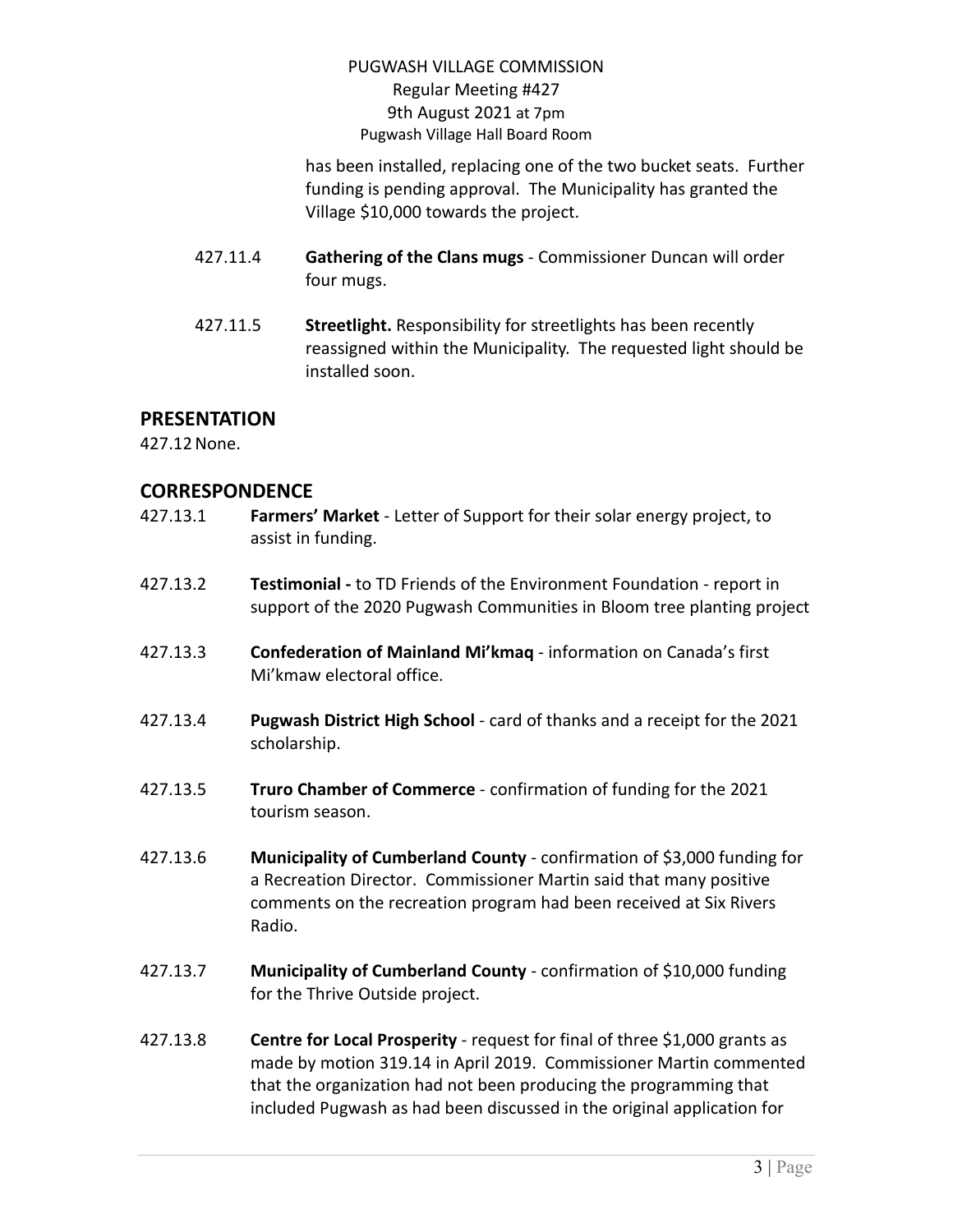has been installed, replacing one of the two bucket seats. Further funding is pending approval. The Municipality has granted the Village $10,000 towards the project.

427.11.4 **Gathering of the Clans mugs** - Commissioner Duncan will order four mugs.

427.11.5 **Streetlight.** Responsibility for streetlights has been recently reassigned within the Municipality. The requested light should be installed soon.

## PRESENTATION

427.12 None.

## CORRESPONDENCE

427.13.1 **Farmers' Market** - Letter of Support for their solar energy project, to assist in funding.

427.13.2 **Testimonial -** to TD Friends of the Environment Foundation - report in support of the 2020 Pugwash Communities in Bloom tree planting project

427.13.3 **Confederation of Mainland Mi'kmaq** - information on Canada's first Mi'kmaw electoral office.

427.13.4 **Pugwash District High School** - card of thanks and a receipt for the 2021 scholarship.

427.13.5 **Truro Chamber of Commerce** - confirmation of funding for the 2021 tourism season.

427.13.6 **Municipality of Cumberland County** - confirmation of $3,000 funding for a Recreation Director. Commissioner Martin said that many positive comments on the recreation program had been received at Six Rivers Radio.

427.13.7 **Municipality of Cumberland County** - confirmation of $10,000 funding for the Thrive Outside project.

427.13.8 **Centre for Local Prosperity** - request for final of three $1,000 grants as made by motion 319.14 in April 2019. Commissioner Martin commented that the organization had not been producing the programming that included Pugwash as had been discussed in the original application for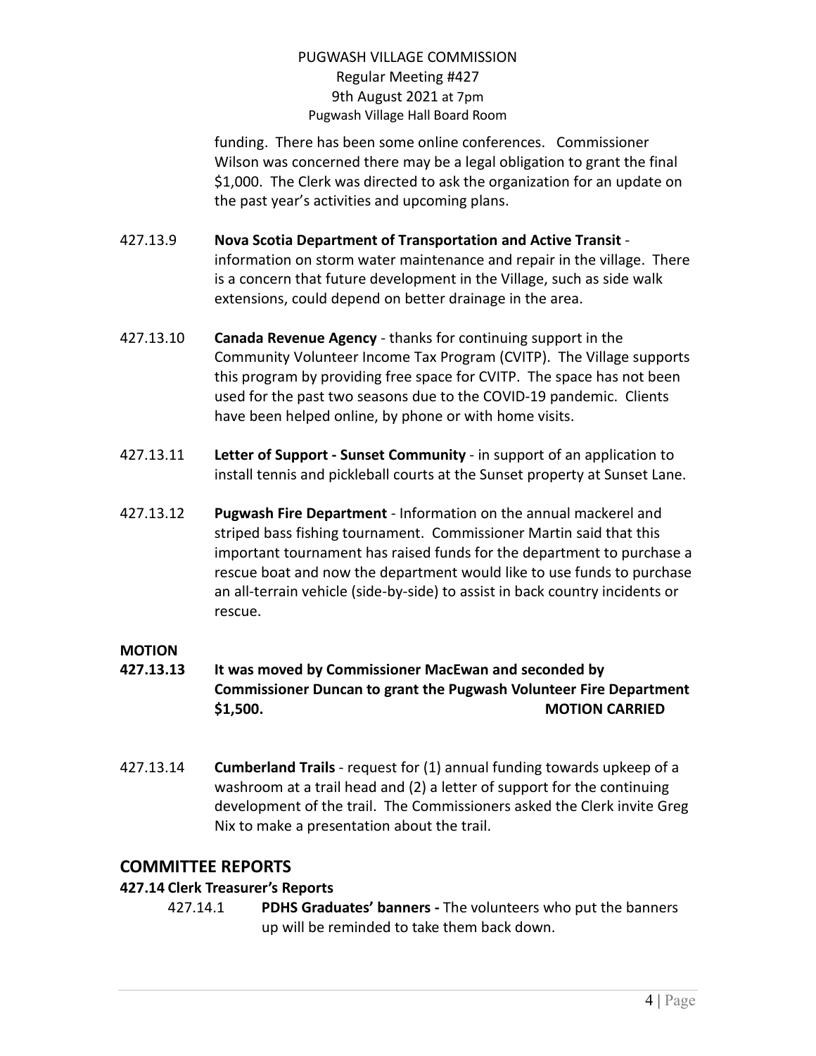funding. There has been some online conferences. Commissioner Wilson was concerned there may be a legal obligation to grant the final $1,000. The Clerk was directed to ask the organization for an update on the past year's activities and upcoming plans.

427.13.9 **Nova Scotia Department of Transportation and Active Transit** - information on storm water maintenance and repair in the village. There is a concern that future development in the Village, such as side walk extensions, could depend on better drainage in the area.

427.13.10 **Canada Revenue Agency** - thanks for continuing support in the Community Volunteer Income Tax Program (CVITP). The Village supports this program by providing free space for CVITP. The space has not been used for the past two seasons due to the COVID-19 pandemic. Clients have been helped online, by phone or with home visits.

427.13.11 **Letter of Support - Sunset Community** - in support of an application to install tennis and pickleball courts at the Sunset property at Sunset Lane.

427.13.12 **Pugwash Fire Department** - Information on the annual mackerel and striped bass fishing tournament. Commissioner Martin said that this important tournament has raised funds for the department to purchase a rescue boat and now the department would like to use funds to purchase an all-terrain vehicle (side-by-side) to assist in back country incidents or rescue.

**MOTION**

**427.13.13 It was moved by Commissioner MacEwan and seconded by Commissioner Duncan to grant the Pugwash Volunteer Fire Department $1,500. MOTION CARRIED**

427.13.14 **Cumberland Trails** - request for (1) annual funding towards upkeep of a washroom at a trail head and (2) a letter of support for the continuing development of the trail. The Commissioners asked the Clerk invite Greg Nix to make a presentation about the trail.

## COMMITTEE REPORTS

### 427.14 Clerk Treasurer's Reports

427.14.1 **PDHS Graduates' banners -** The volunteers who put the banners up will be reminded to take them back down.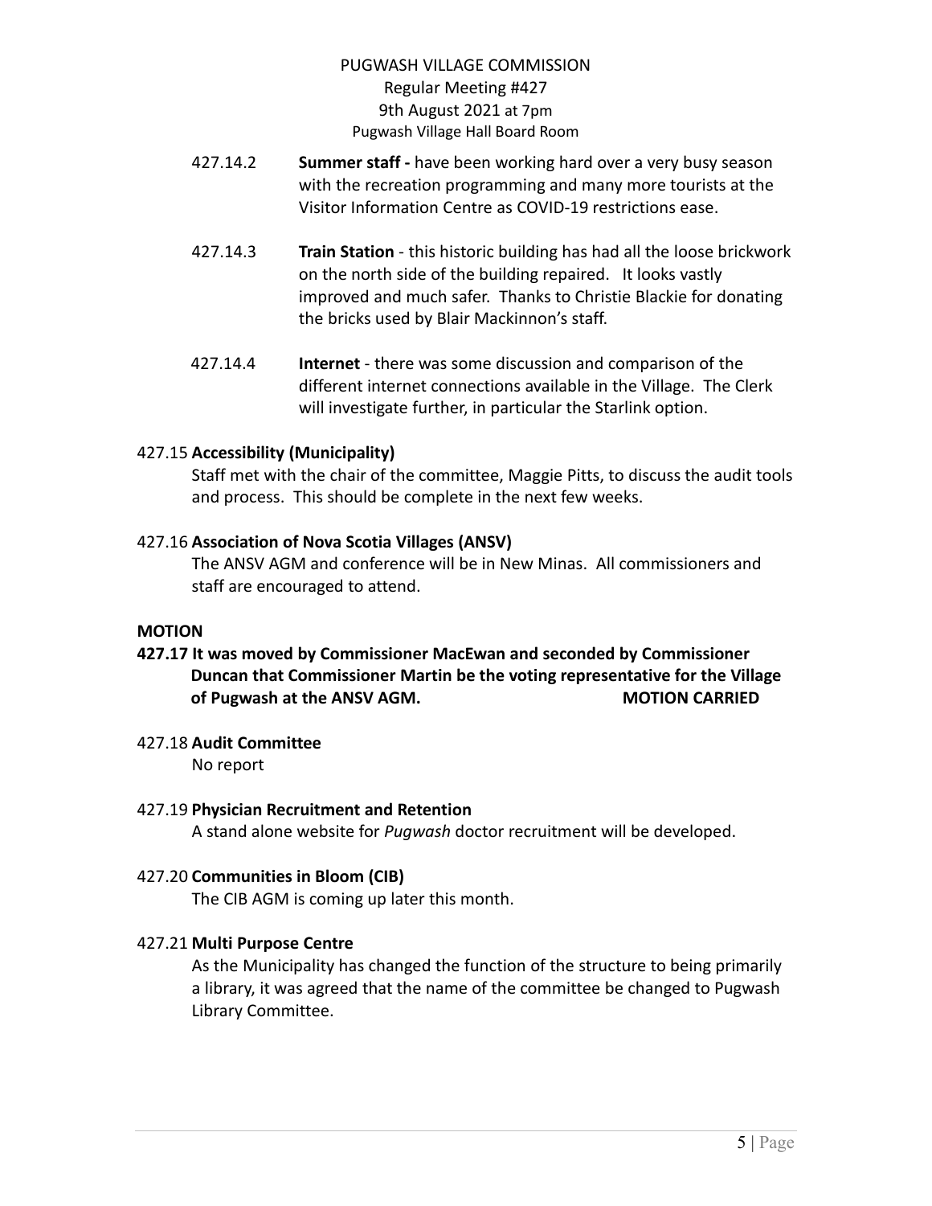427.14.2 **Summer staff -** have been working hard over a very busy season with the recreation programming and many more tourists at the Visitor Information Centre as COVID-19 restrictions ease.

427.14.3 **Train Station** - this historic building has had all the loose brickwork on the north side of the building repaired. It looks vastly improved and much safer. Thanks to Christie Blackie for donating the bricks used by Blair Mackinnon's staff.

427.14.4 **Internet** - there was some discussion and comparison of the different internet connections available in the Village. The Clerk will investigate further, in particular the Starlink option.

427.15 **Accessibility (Municipality)**

Staff met with the chair of the committee, Maggie Pitts, to discuss the audit tools and process. This should be complete in the next few weeks.

427.16 **Association of Nova Scotia Villages (ANSV)**

The ANSV AGM and conference will be in New Minas. All commissioners and staff are encouraged to attend.

**MOTION**

**427.17 It was moved by Commissioner MacEwan and seconded by Commissioner Duncan that Commissioner Martin be the voting representative for the Village of Pugwash at the ANSV AGM. MOTION CARRIED**

427.18 **Audit Committee**

No report

427.19 **Physician Recruitment and Retention**

A stand alone website for *Pugwash* doctor recruitment will be developed.

427.20 **Communities in Bloom (CIB)**

The CIB AGM is coming up later this month.

427.21 **Multi Purpose Centre**

As the Municipality has changed the function of the structure to being primarily a library, it was agreed that the name of the committee be changed to Pugwash Library Committee.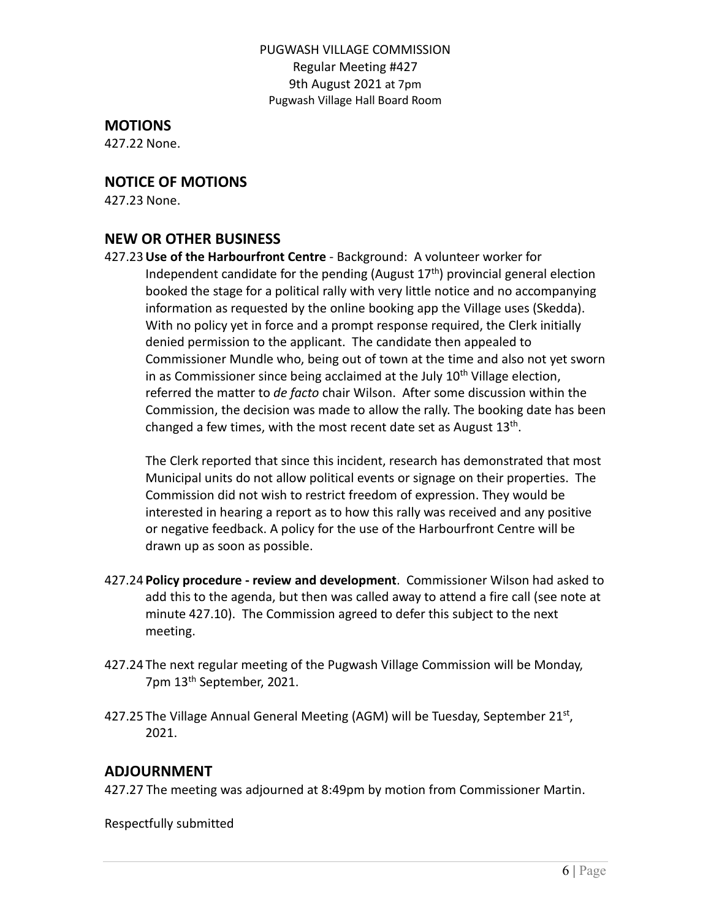PUGWASH VILLAGE COMMISSION
Regular Meeting #427
9th August 2021 at 7pm
Pugwash Village Hall Board Room

## MOTIONS

427.22 None.

## NOTICE OF MOTIONS

427.23 None.

## NEW OR OTHER BUSINESS

427.23 **Use of the Harbourfront Centre** - Background: A volunteer worker for Independent candidate for the pending (August 17th) provincial general election booked the stage for a political rally with very little notice and no accompanying information as requested by the online booking app the Village uses (Skedda). With no policy yet in force and a prompt response required, the Clerk initially denied permission to the applicant. The candidate then appealed to Commissioner Mundle who, being out of town at the time and also not yet sworn in as Commissioner since being acclaimed at the July 10th Village election, referred the matter to *de facto* chair Wilson. After some discussion within the Commission, the decision was made to allow the rally. The booking date has been changed a few times, with the most recent date set as August 13th.

The Clerk reported that since this incident, research has demonstrated that most Municipal units do not allow political events or signage on their properties. The Commission did not wish to restrict freedom of expression. They would be interested in hearing a report as to how this rally was received and any positive or negative feedback. A policy for the use of the Harbourfront Centre will be drawn up as soon as possible.

427.24 **Policy procedure - review and development**. Commissioner Wilson had asked to add this to the agenda, but then was called away to attend a fire call (see note at minute 427.10). The Commission agreed to defer this subject to the next meeting.

427.24 The next regular meeting of the Pugwash Village Commission will be Monday, 7pm 13th September, 2021.

427.25 The Village Annual General Meeting (AGM) will be Tuesday, September 21st, 2021.

## ADJOURNMENT

427.27 The meeting was adjourned at 8:49pm by motion from Commissioner Martin.

Respectfully submitted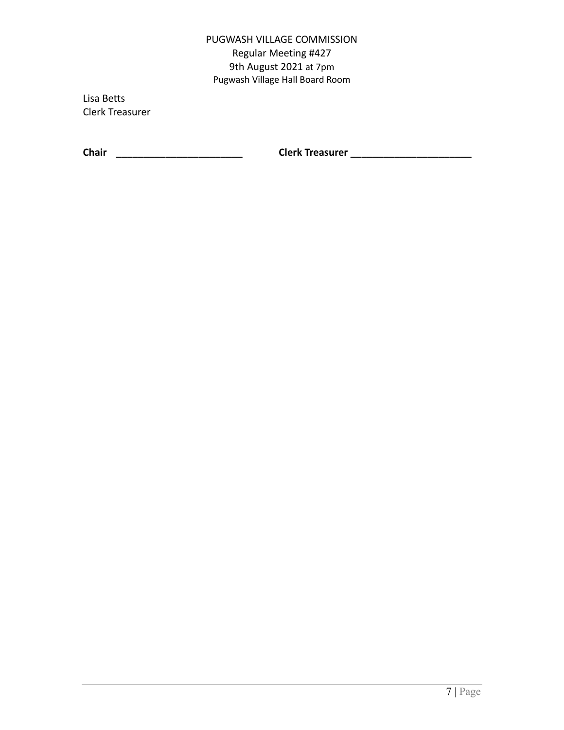Lisa Betts
Clerk Treasurer

**Chair ________________________** **Clerk Treasurer ______________________**